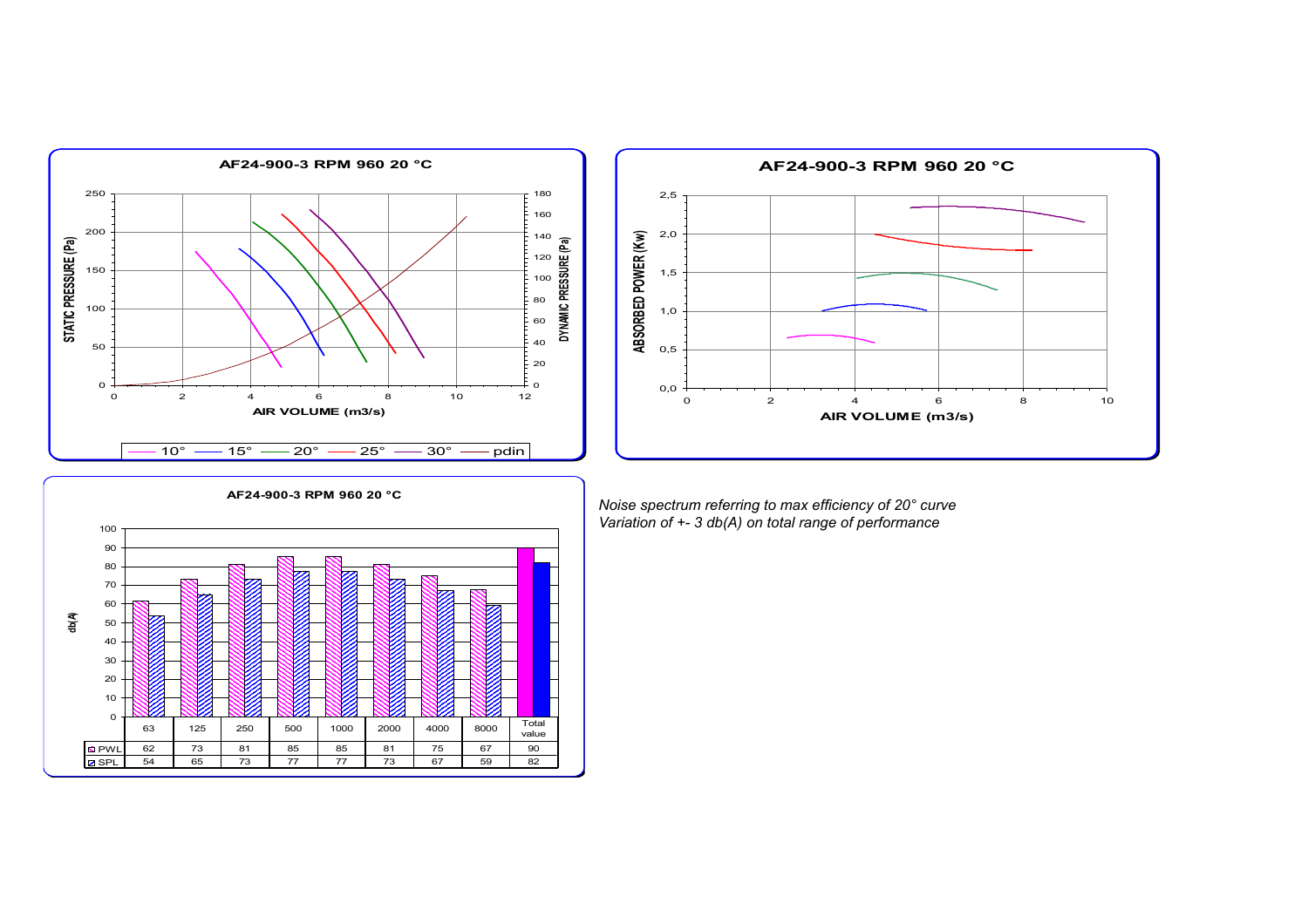AF24-900-3 RPM 960 20 °C

AF24-900-3 RPM 960 20 °C

AF24-900-3 RPM 960 20 °C

| | 63 | 125 | 250 | 500 | 1000 | 2000 | 4000 | 8000 | Total value |
|---|---|---|---|---|---|---|---|---|---|
| PWL | 62 | 73 | 81 | 85 | 85 | 81 | 75 | 67 | 90 |
| SPL | 54 | 65 | 73 | 77 | 77 | 73 | 67 | 59 | 82 |

*Noise spectrum referring to max efficiency of 20° curve*
*Variation of +- 3 db(A) on total range of performance*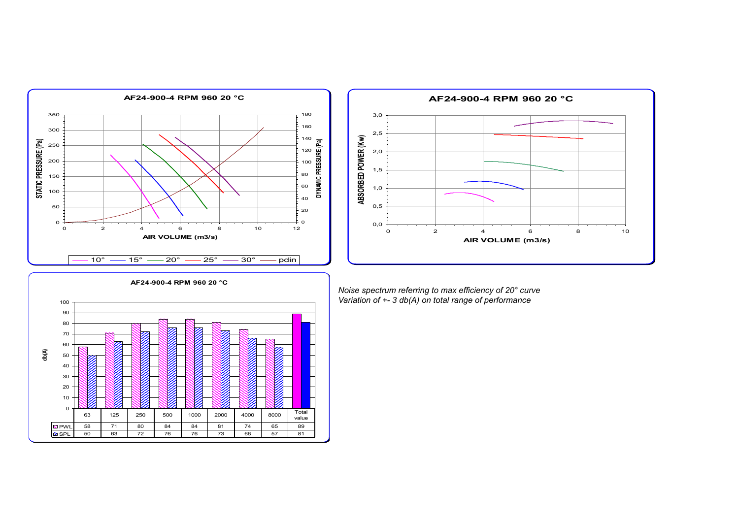## AF24-900-4 RPM 960 20 °C

STATIC PRESSURE (Pa) / DYNAMIC PRESSURE (Pa) vs AIR VOLUME (m3/s)

Legend: 10° — 15° — 20° — 25° — 30° — pdin

## AF24-900-4 RPM 960 20 °C

ABSORBED POWER (Kw) vs AIR VOLUME (m3/s)

## AF24-900-4 RPM 960 20 °C

db(A)

|  | 63 | 125 | 250 | 500 | 1000 | 2000 | 4000 | 8000 | Total value |
|---|---|---|---|---|---|---|---|---|---|
| PWL | 58 | 71 | 80 | 84 | 84 | 81 | 74 | 65 | 89 |
| SPL | 50 | 63 | 72 | 76 | 76 | 73 | 66 | 57 | 81 |

*Noise spectrum referring to max efficiency of 20° curve*
*Variation of +- 3 db(A) on total range of performance*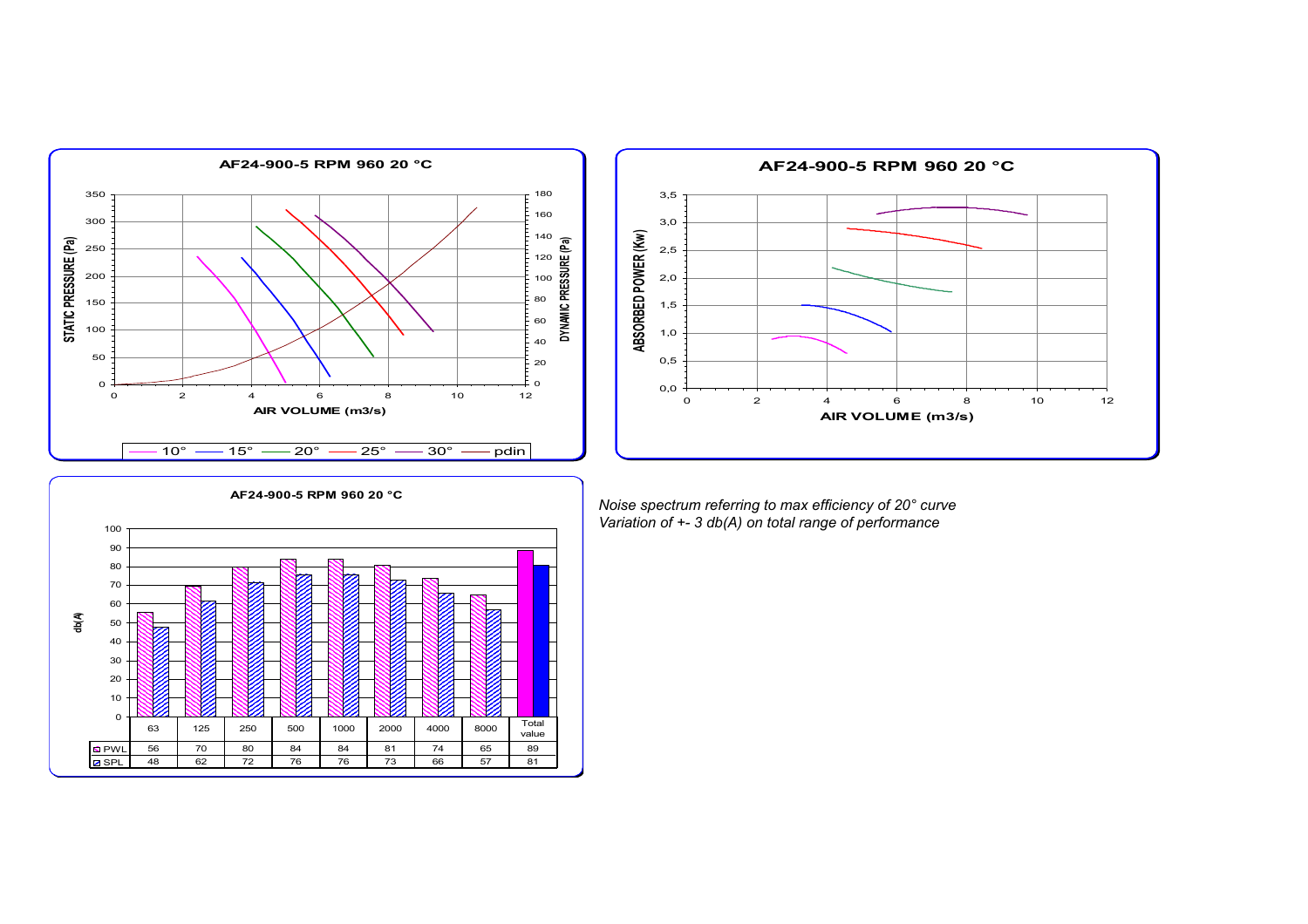AF24-900-5 RPM 960 20 °C

STATIC PRESSURE (Pa)

350
300
250
200
150
100
50
0

DYNAMIC PRESSURE (Pa)

180
160
140
120
100
80
60
40
20
0

0 2 4 6 8 10 12

AIR VOLUME (m3/s)

10° 15° 20° 25° 30° pdin

AF24-900-5 RPM 960 20 °C

ABSORBED POWER (Kw)

3,5
3,0
2,5
2,0
1,5
1,0
0,5
0,0

0 2 4 6 8 10 12

AIR VOLUME (m3/s)

AF24-900-5 RPM 960 20 °C

db(A)

100
90
80
70
60
50
40
30
20
10
0

| | 63 | 125 | 250 | 500 | 1000 | 2000 | 4000 | 8000 | Total value |
|---|---|---|---|---|---|---|---|---|---|
| PWL | 56 | 70 | 80 | 84 | 84 | 81 | 74 | 65 | 89 |
| SPL | 48 | 62 | 72 | 76 | 76 | 73 | 66 | 57 | 81 |

*Noise spectrum referring to max efficiency of 20° curve*
*Variation of +- 3 db(A) on total range of performance*